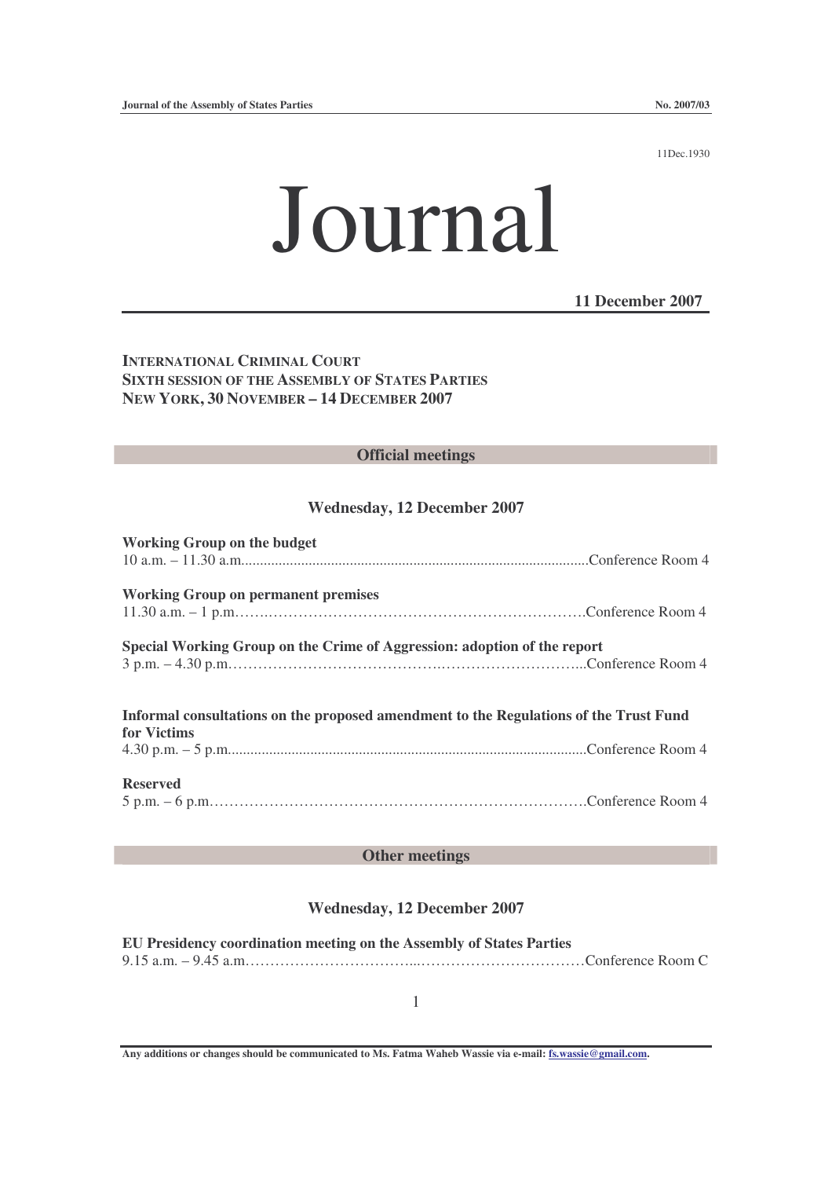11Dec.1930

# Journal

**11 December 2007**

**INTERNATIONAL CRIMINAL COURT**
**SIXTH SESSION OF THE ASSEMBLY OF STATES PARTIES**
**NEW YORK, 30 NOVEMBER – 14 DECEMBER 2007**

## Official meetings

### Wednesday, 12 December 2007

**Working Group on the budget**
10 a.m. – 11.30 a.m. .......... Conference Room 4

**Working Group on permanent premises**
11.30 a.m. – 1 p.m. .......... Conference Room 4

**Special Working Group on the Crime of Aggression: adoption of the report**
3 p.m. – 4.30 p.m. .......... Conference Room 4

**Informal consultations on the proposed amendment to the Regulations of the Trust Fund for Victims**
4.30 p.m. – 5 p.m. .......... Conference Room 4

**Reserved**
5 p.m. – 6 p.m. .......... Conference Room 4

## Other meetings

### Wednesday, 12 December 2007

**EU Presidency coordination meeting on the Assembly of States Parties**
9.15 a.m. – 9.45 a.m. .......... Conference Room C

**Any additions or changes should be communicated to Ms. Fatma Waheb Wassie via e-mail: fs.wassie@gmail.com.**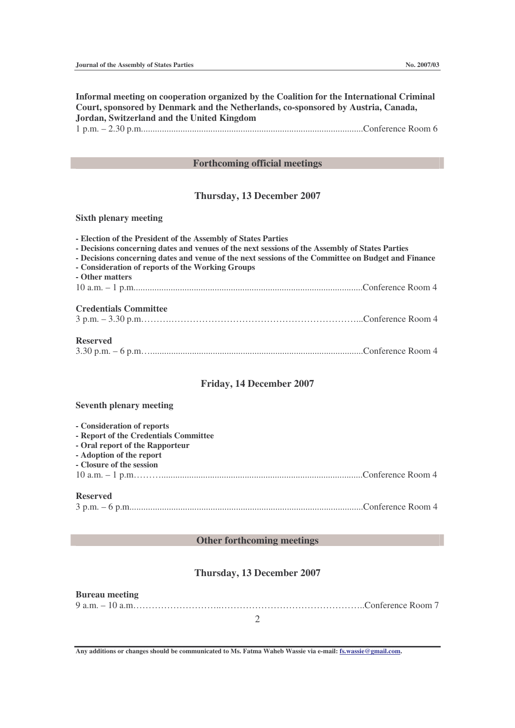**Informal meeting on cooperation organized by the Coalition for the International Criminal Court, sponsored by Denmark and the Netherlands, co-sponsored by Austria, Canada, Jordan, Switzerland and the United Kingdom**

1 p.m. – 2.30 p.m. ........................................................................ Conference Room 6

## Forthcoming official meetings

### Thursday, 13 December 2007

**Sixth plenary meeting**

- **Election of the President of the Assembly of States Parties**
- **Decisions concerning dates and venues of the next sessions of the Assembly of States Parties**
- **Decisions concerning dates and venue of the next sessions of the Committee on Budget and Finance**
- **Consideration of reports of the Working Groups**
- **Other matters**

10 a.m. – 1 p.m. ........................................................................ Conference Room 4

**Credentials Committee**

3 p.m. – 3.30 p.m. ........................................................................ Conference Room 4

**Reserved**

3.30 p.m. – 6 p.m. ........................................................................ Conference Room 4

### Friday, 14 December 2007

**Seventh plenary meeting**

- **Consideration of reports**
- **Report of the Credentials Committee**
- **Oral report of the Rapporteur**
- **Adoption of the report**
- **Closure of the session**

10 a.m. – 1 p.m. ........................................................................ Conference Room 4

**Reserved**

3 p.m. – 6 p.m. ........................................................................ Conference Room 4

## Other forthcoming meetings

### Thursday, 13 December 2007

**Bureau meeting**

9 a.m. – 10 a.m. ........................................................................ Conference Room 7

**Any additions or changes should be communicated to Ms. Fatma Waheb Wassie via e-mail: fs.wassie@gmail.com.**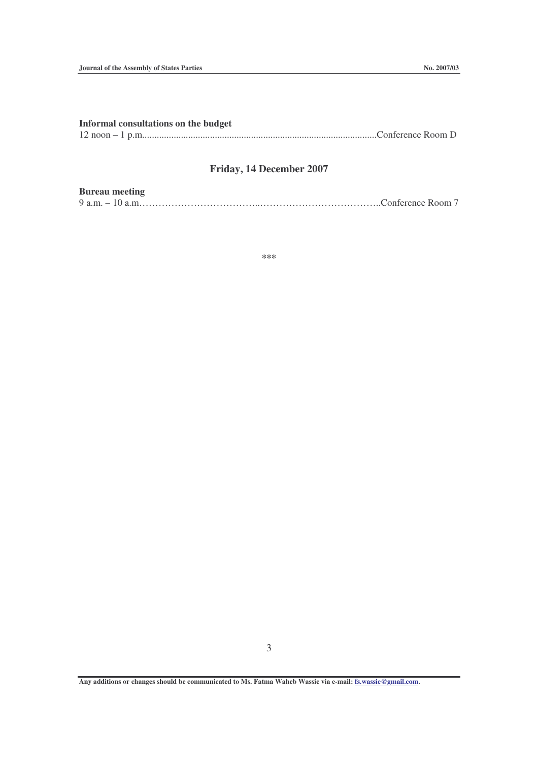**Informal consultations on the budget**

12 noon – 1 p.m.................................................................................................Conference Room D

## Friday, 14 December 2007

**Bureau meeting**

9 a.m. – 10 a.m……………………………..………………………………..Conference Room 7

***

**Any additions or changes should be communicated to Ms. Fatma Waheb Wassie via e-mail: fs.wassie@gmail.com.**